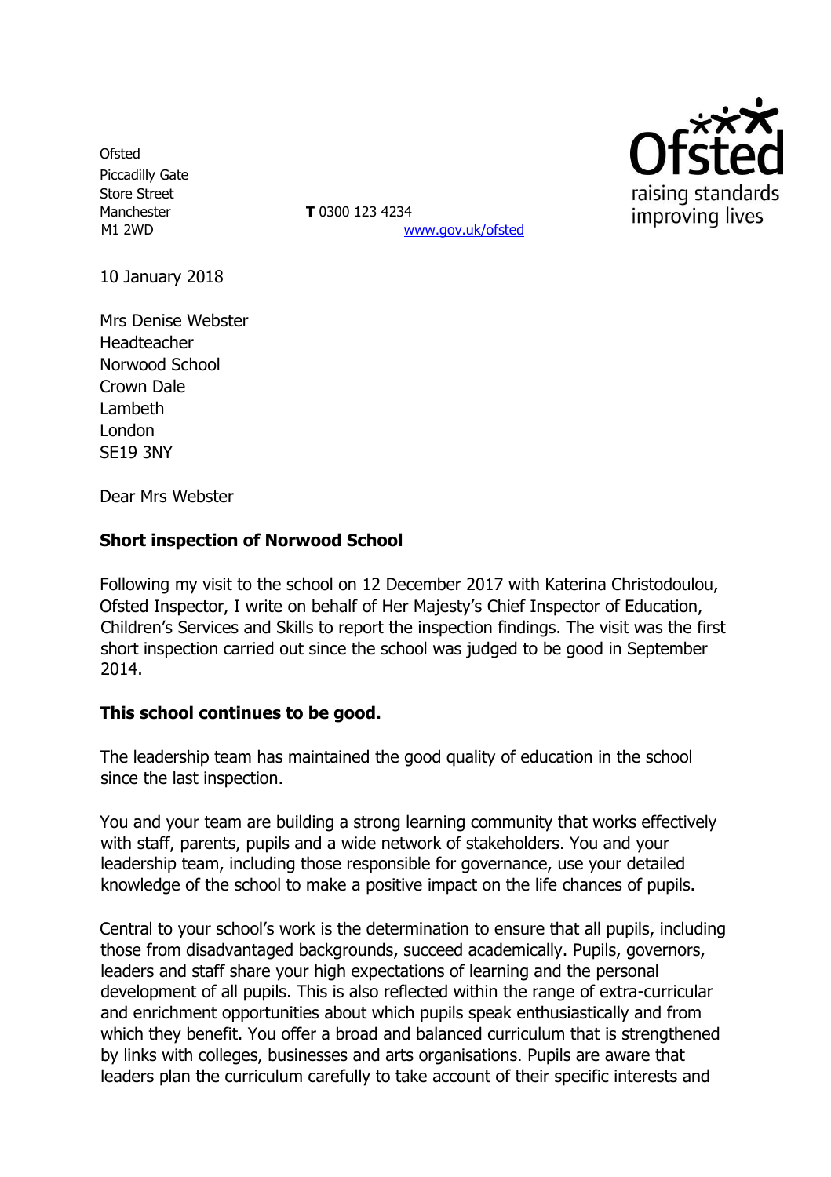Ofsted
Piccadilly Gate
Store Street
Manchester
M1 2WD

**T** 0300 123 4234
www.gov.uk/ofsted

10 January 2018

Mrs Denise Webster
Headteacher
Norwood School
Crown Dale
Lambeth
London
SE19 3NY

Dear Mrs Webster

**Short inspection of Norwood School**

Following my visit to the school on 12 December 2017 with Katerina Christodoulou, Ofsted Inspector, I write on behalf of Her Majesty's Chief Inspector of Education, Children's Services and Skills to report the inspection findings. The visit was the first short inspection carried out since the school was judged to be good in September 2014.

**This school continues to be good.**

The leadership team has maintained the good quality of education in the school since the last inspection.

You and your team are building a strong learning community that works effectively with staff, parents, pupils and a wide network of stakeholders. You and your leadership team, including those responsible for governance, use your detailed knowledge of the school to make a positive impact on the life chances of pupils.

Central to your school's work is the determination to ensure that all pupils, including those from disadvantaged backgrounds, succeed academically. Pupils, governors, leaders and staff share your high expectations of learning and the personal development of all pupils. This is also reflected within the range of extra-curricular and enrichment opportunities about which pupils speak enthusiastically and from which they benefit. You offer a broad and balanced curriculum that is strengthened by links with colleges, businesses and arts organisations. Pupils are aware that leaders plan the curriculum carefully to take account of their specific interests and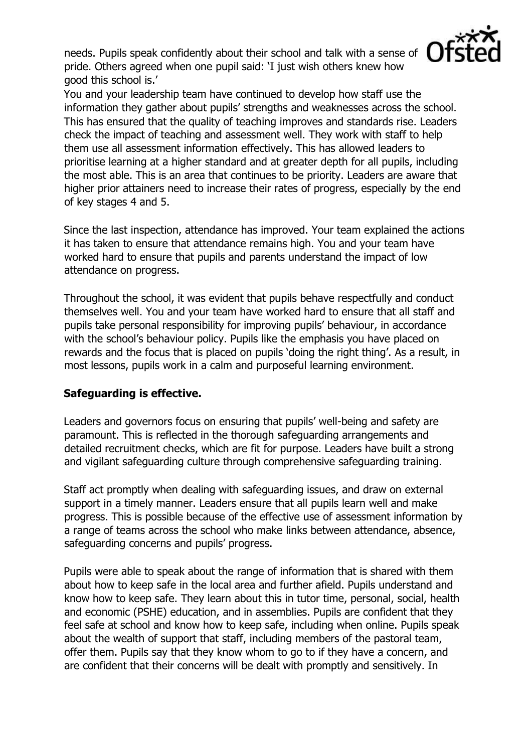needs. Pupils speak confidently about their school and talk with a sense of pride. Others agreed when one pupil said: 'I just wish others knew how good this school is.'

You and your leadership team have continued to develop how staff use the information they gather about pupils' strengths and weaknesses across the school. This has ensured that the quality of teaching improves and standards rise. Leaders check the impact of teaching and assessment well. They work with staff to help them use all assessment information effectively. This has allowed leaders to prioritise learning at a higher standard and at greater depth for all pupils, including the most able. This is an area that continues to be priority. Leaders are aware that higher prior attainers need to increase their rates of progress, especially by the end of key stages 4 and 5.

Since the last inspection, attendance has improved. Your team explained the actions it has taken to ensure that attendance remains high. You and your team have worked hard to ensure that pupils and parents understand the impact of low attendance on progress.

Throughout the school, it was evident that pupils behave respectfully and conduct themselves well. You and your team have worked hard to ensure that all staff and pupils take personal responsibility for improving pupils' behaviour, in accordance with the school's behaviour policy. Pupils like the emphasis you have placed on rewards and the focus that is placed on pupils 'doing the right thing'. As a result, in most lessons, pupils work in a calm and purposeful learning environment.

**Safeguarding is effective.**

Leaders and governors focus on ensuring that pupils' well-being and safety are paramount. This is reflected in the thorough safeguarding arrangements and detailed recruitment checks, which are fit for purpose. Leaders have built a strong and vigilant safeguarding culture through comprehensive safeguarding training.

Staff act promptly when dealing with safeguarding issues, and draw on external support in a timely manner. Leaders ensure that all pupils learn well and make progress. This is possible because of the effective use of assessment information by a range of teams across the school who make links between attendance, absence, safeguarding concerns and pupils' progress.

Pupils were able to speak about the range of information that is shared with them about how to keep safe in the local area and further afield. Pupils understand and know how to keep safe. They learn about this in tutor time, personal, social, health and economic (PSHE) education, and in assemblies. Pupils are confident that they feel safe at school and know how to keep safe, including when online. Pupils speak about the wealth of support that staff, including members of the pastoral team, offer them. Pupils say that they know whom to go to if they have a concern, and are confident that their concerns will be dealt with promptly and sensitively. In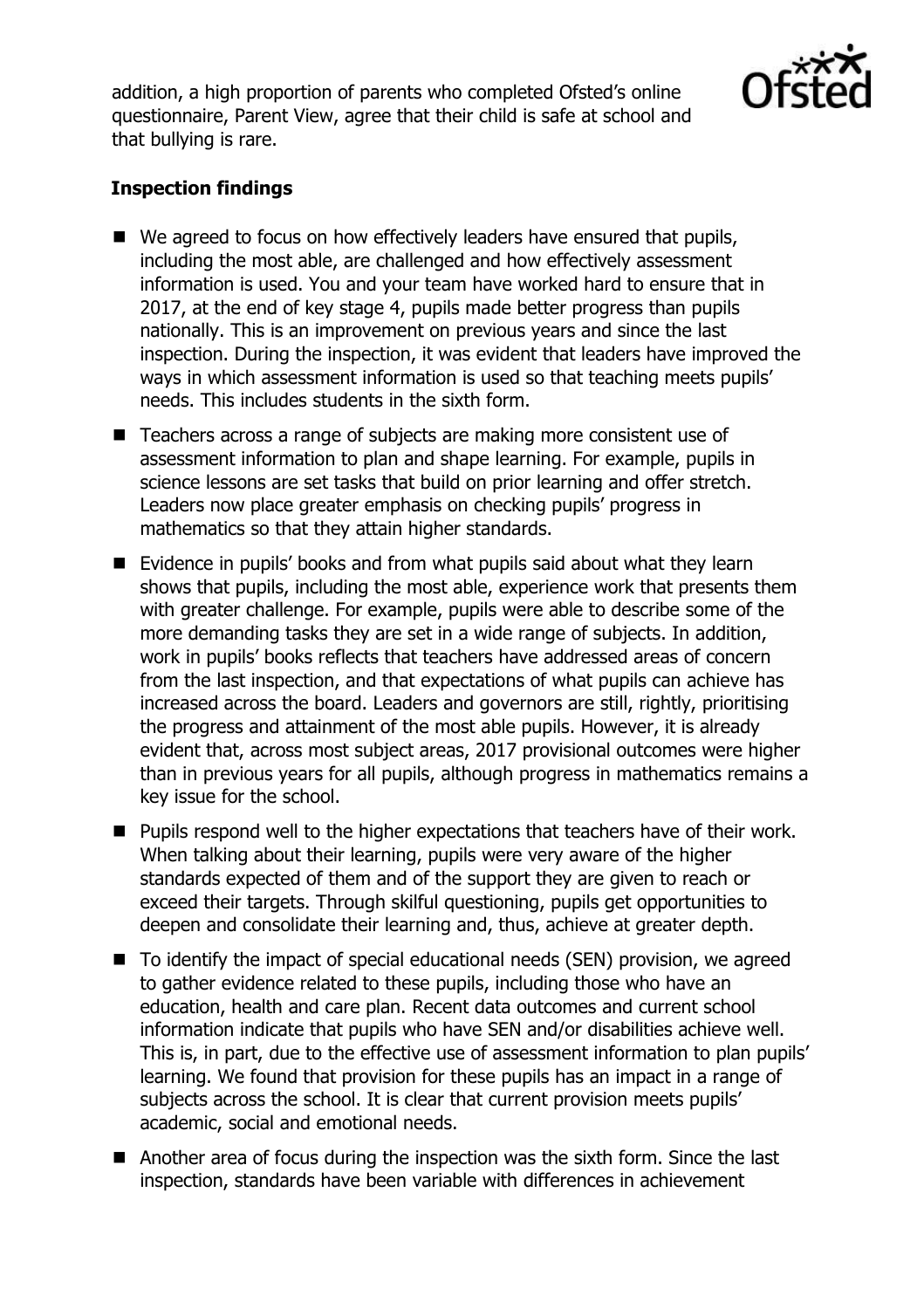addition, a high proportion of parents who completed Ofsted's online questionnaire, Parent View, agree that their child is safe at school and that bullying is rare.

**Inspection findings**

- We agreed to focus on how effectively leaders have ensured that pupils, including the most able, are challenged and how effectively assessment information is used. You and your team have worked hard to ensure that in 2017, at the end of key stage 4, pupils made better progress than pupils nationally. This is an improvement on previous years and since the last inspection. During the inspection, it was evident that leaders have improved the ways in which assessment information is used so that teaching meets pupils' needs. This includes students in the sixth form.
- Teachers across a range of subjects are making more consistent use of assessment information to plan and shape learning. For example, pupils in science lessons are set tasks that build on prior learning and offer stretch. Leaders now place greater emphasis on checking pupils' progress in mathematics so that they attain higher standards.
- Evidence in pupils' books and from what pupils said about what they learn shows that pupils, including the most able, experience work that presents them with greater challenge. For example, pupils were able to describe some of the more demanding tasks they are set in a wide range of subjects. In addition, work in pupils' books reflects that teachers have addressed areas of concern from the last inspection, and that expectations of what pupils can achieve has increased across the board. Leaders and governors are still, rightly, prioritising the progress and attainment of the most able pupils. However, it is already evident that, across most subject areas, 2017 provisional outcomes were higher than in previous years for all pupils, although progress in mathematics remains a key issue for the school.
- Pupils respond well to the higher expectations that teachers have of their work. When talking about their learning, pupils were very aware of the higher standards expected of them and of the support they are given to reach or exceed their targets. Through skilful questioning, pupils get opportunities to deepen and consolidate their learning and, thus, achieve at greater depth.
- To identify the impact of special educational needs (SEN) provision, we agreed to gather evidence related to these pupils, including those who have an education, health and care plan. Recent data outcomes and current school information indicate that pupils who have SEN and/or disabilities achieve well. This is, in part, due to the effective use of assessment information to plan pupils' learning. We found that provision for these pupils has an impact in a range of subjects across the school. It is clear that current provision meets pupils' academic, social and emotional needs.
- Another area of focus during the inspection was the sixth form. Since the last inspection, standards have been variable with differences in achievement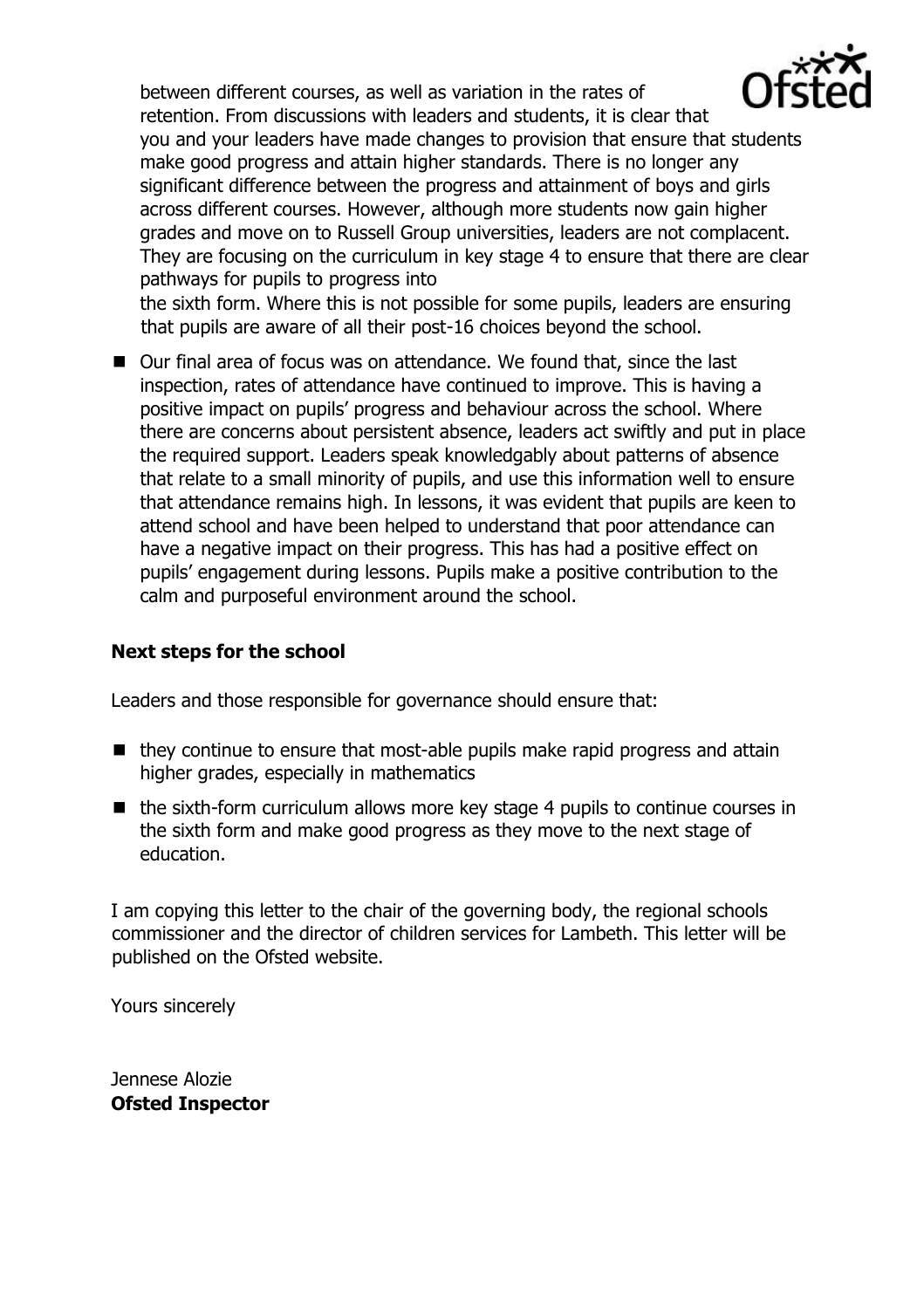between different courses, as well as variation in the rates of retention. From discussions with leaders and students, it is clear that you and your leaders have made changes to provision that ensure that students make good progress and attain higher standards. There is no longer any significant difference between the progress and attainment of boys and girls across different courses. However, although more students now gain higher grades and move on to Russell Group universities, leaders are not complacent. They are focusing on the curriculum in key stage 4 to ensure that there are clear pathways for pupils to progress into the sixth form. Where this is not possible for some pupils, leaders are ensuring that pupils are aware of all their post-16 choices beyond the school.

- Our final area of focus was on attendance. We found that, since the last inspection, rates of attendance have continued to improve. This is having a positive impact on pupils' progress and behaviour across the school. Where there are concerns about persistent absence, leaders act swiftly and put in place the required support. Leaders speak knowledgably about patterns of absence that relate to a small minority of pupils, and use this information well to ensure that attendance remains high. In lessons, it was evident that pupils are keen to attend school and have been helped to understand that poor attendance can have a negative impact on their progress. This has had a positive effect on pupils' engagement during lessons. Pupils make a positive contribution to the calm and purposeful environment around the school.

### Next steps for the school

Leaders and those responsible for governance should ensure that:

- they continue to ensure that most-able pupils make rapid progress and attain higher grades, especially in mathematics
- the sixth-form curriculum allows more key stage 4 pupils to continue courses in the sixth form and make good progress as they move to the next stage of education.

I am copying this letter to the chair of the governing body, the regional schools commissioner and the director of children services for Lambeth. This letter will be published on the Ofsted website.

Yours sincerely

Jennese Alozie
**Ofsted Inspector**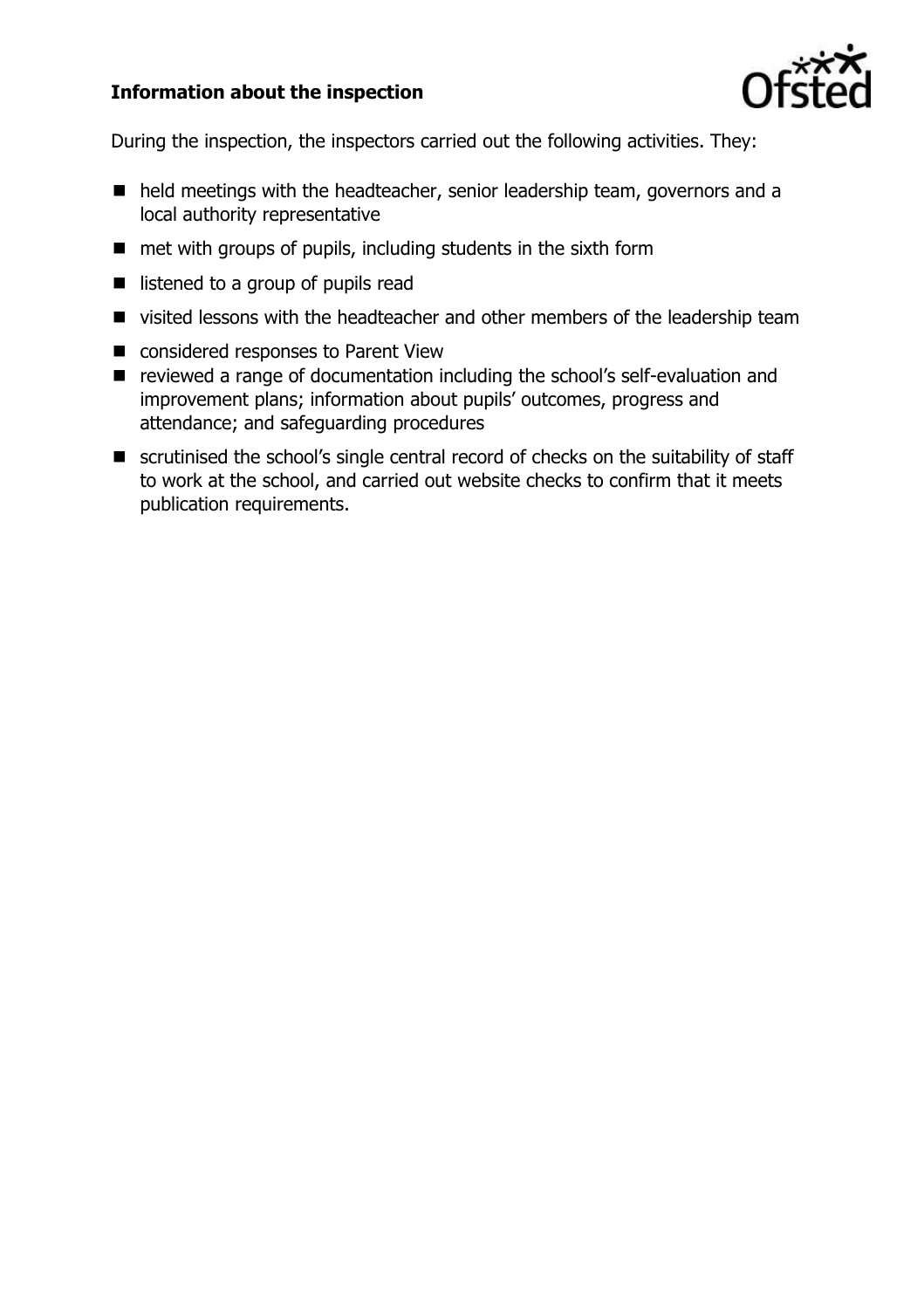**Information about the inspection**

During the inspection, the inspectors carried out the following activities. They:

- held meetings with the headteacher, senior leadership team, governors and a local authority representative
- met with groups of pupils, including students in the sixth form
- listened to a group of pupils read
- visited lessons with the headteacher and other members of the leadership team
- considered responses to Parent View
- reviewed a range of documentation including the school's self-evaluation and improvement plans; information about pupils' outcomes, progress and attendance; and safeguarding procedures
- scrutinised the school's single central record of checks on the suitability of staff to work at the school, and carried out website checks to confirm that it meets publication requirements.